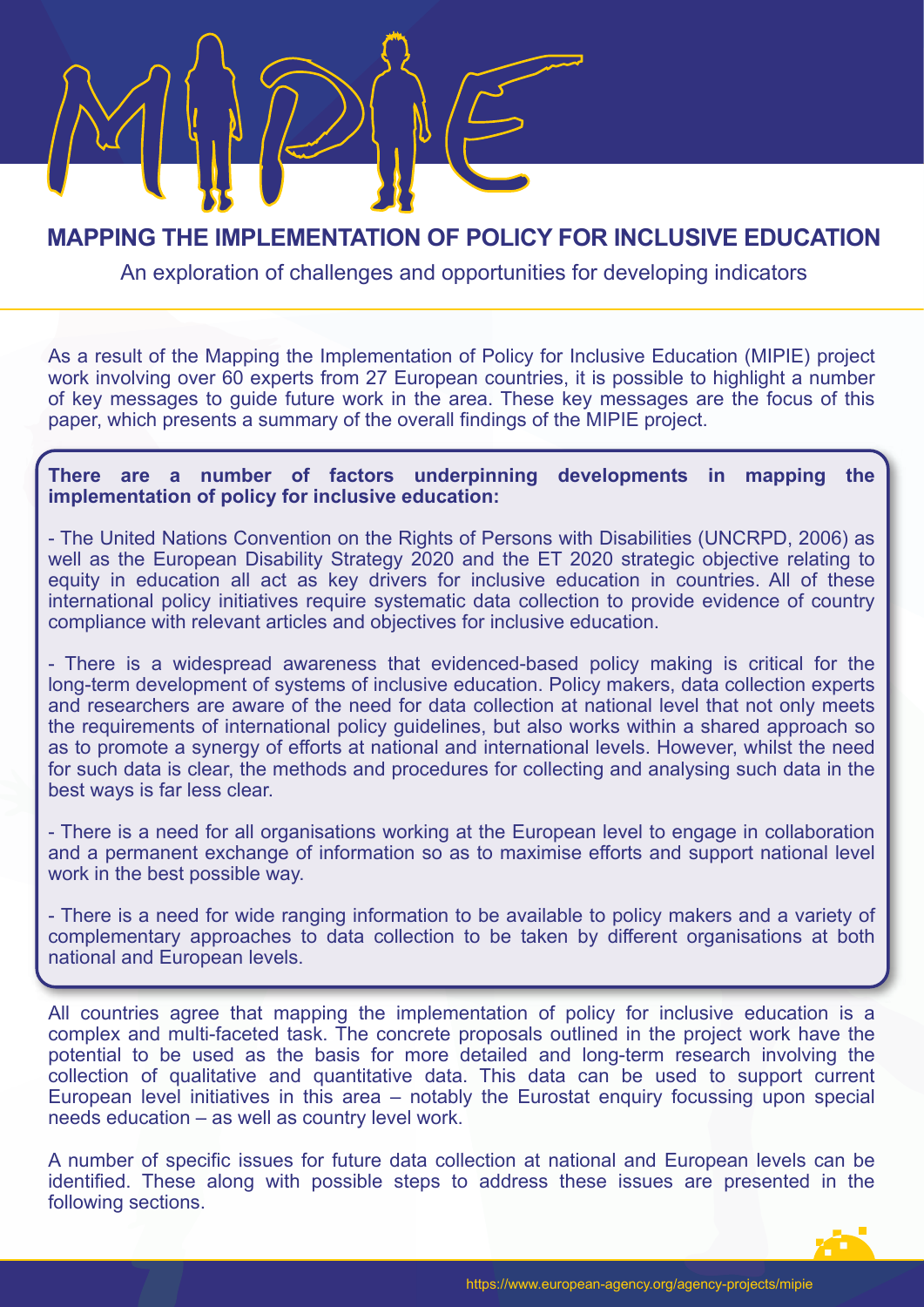# MIPIE

## MAPPING THE IMPLEMENTATION OF POLICY FOR INCLUSIVE EDUCATION

An exploration of challenges and opportunities for developing indicators

As a result of the Mapping the Implementation of Policy for Inclusive Education (MIPIE) project work involving over 60 experts from 27 European countries, it is possible to highlight a number of key messages to guide future work in the area. These key messages are the focus of this paper, which presents a summary of the overall findings of the MIPIE project.

**There are a number of factors underpinning developments in mapping the implementation of policy for inclusive education:**

- The United Nations Convention on the Rights of Persons with Disabilities (UNCRPD, 2006) as well as the European Disability Strategy 2020 and the ET 2020 strategic objective relating to equity in education all act as key drivers for inclusive education in countries. All of these international policy initiatives require systematic data collection to provide evidence of country compliance with relevant articles and objectives for inclusive education.

- There is a widespread awareness that evidenced-based policy making is critical for the long-term development of systems of inclusive education. Policy makers, data collection experts and researchers are aware of the need for data collection at national level that not only meets the requirements of international policy guidelines, but also works within a shared approach so as to promote a synergy of efforts at national and international levels. However, whilst the need for such data is clear, the methods and procedures for collecting and analysing such data in the best ways is far less clear.

- There is a need for all organisations working at the European level to engage in collaboration and a permanent exchange of information so as to maximise efforts and support national level work in the best possible way.

- There is a need for wide ranging information to be available to policy makers and a variety of complementary approaches to data collection to be taken by different organisations at both national and European levels.

All countries agree that mapping the implementation of policy for inclusive education is a complex and multi-faceted task. The concrete proposals outlined in the project work have the potential to be used as the basis for more detailed and long-term research involving the collection of qualitative and quantitative data. This data can be used to support current European level initiatives in this area – notably the Eurostat enquiry focussing upon special needs education – as well as country level work.

A number of specific issues for future data collection at national and European levels can be identified. These along with possible steps to address these issues are presented in the following sections.

https://www.european-agency.org/agency-projects/mipie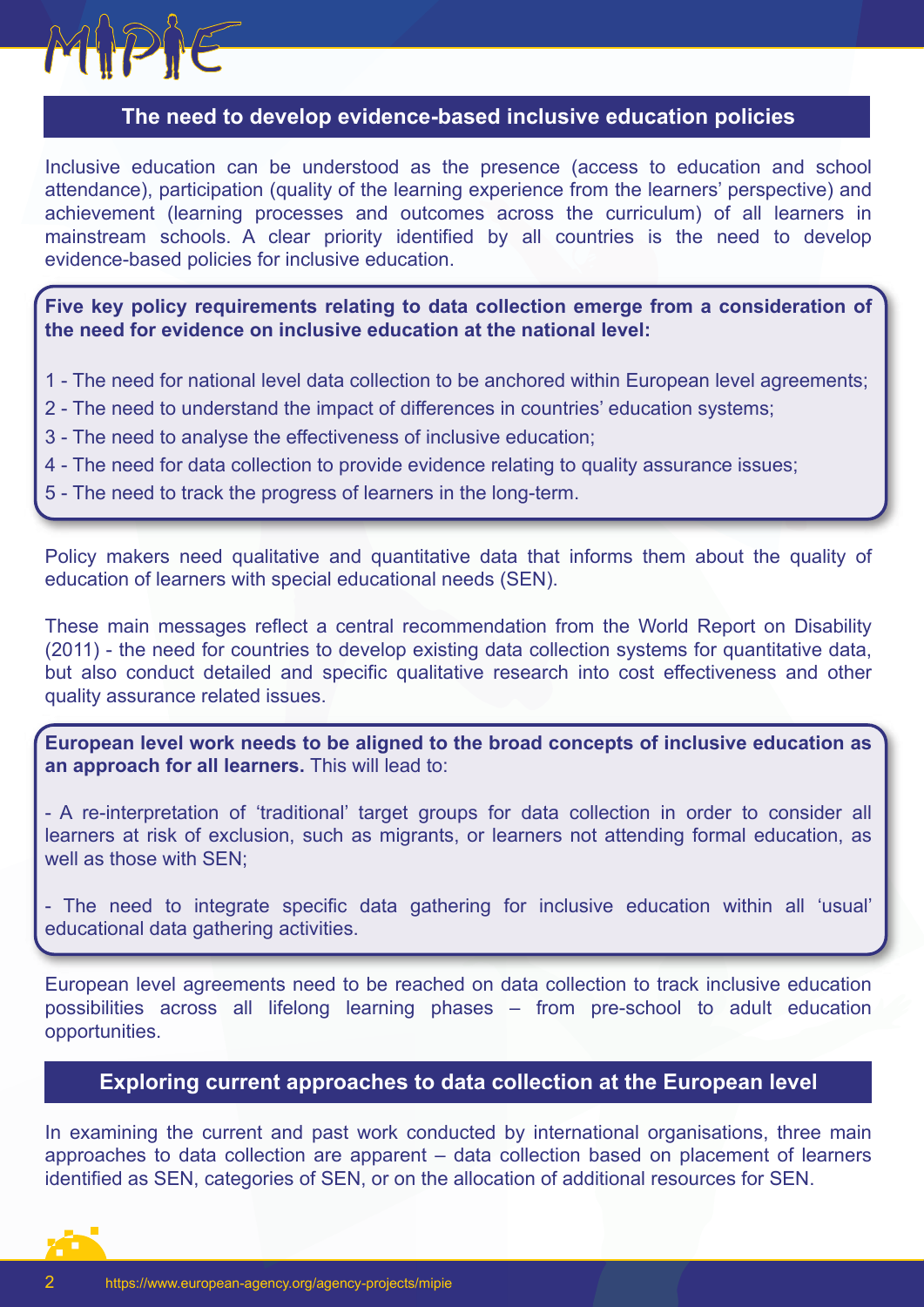## The need to develop evidence-based inclusive education policies

Inclusive education can be understood as the presence (access to education and school attendance), participation (quality of the learning experience from the learners' perspective) and achievement (learning processes and outcomes across the curriculum) of all learners in mainstream schools. A clear priority identified by all countries is the need to develop evidence-based policies for inclusive education.

**Five key policy requirements relating to data collection emerge from a consideration of the need for evidence on inclusive education at the national level:**

1 - The need for national level data collection to be anchored within European level agreements;

2 - The need to understand the impact of differences in countries' education systems;

3 - The need to analyse the effectiveness of inclusive education;

4 - The need for data collection to provide evidence relating to quality assurance issues;

5 - The need to track the progress of learners in the long-term.

Policy makers need qualitative and quantitative data that informs them about the quality of education of learners with special educational needs (SEN).

These main messages reflect a central recommendation from the World Report on Disability (2011) - the need for countries to develop existing data collection systems for quantitative data, but also conduct detailed and specific qualitative research into cost effectiveness and other quality assurance related issues.

**European level work needs to be aligned to the broad concepts of inclusive education as an approach for all learners.** This will lead to:

- A re-interpretation of 'traditional' target groups for data collection in order to consider all learners at risk of exclusion, such as migrants, or learners not attending formal education, as well as those with SEN;

- The need to integrate specific data gathering for inclusive education within all 'usual' educational data gathering activities.

European level agreements need to be reached on data collection to track inclusive education possibilities across all lifelong learning phases – from pre-school to adult education opportunities.

## Exploring current approaches to data collection at the European level

In examining the current and past work conducted by international organisations, three main approaches to data collection are apparent – data collection based on placement of learners identified as SEN, categories of SEN, or on the allocation of additional resources for SEN.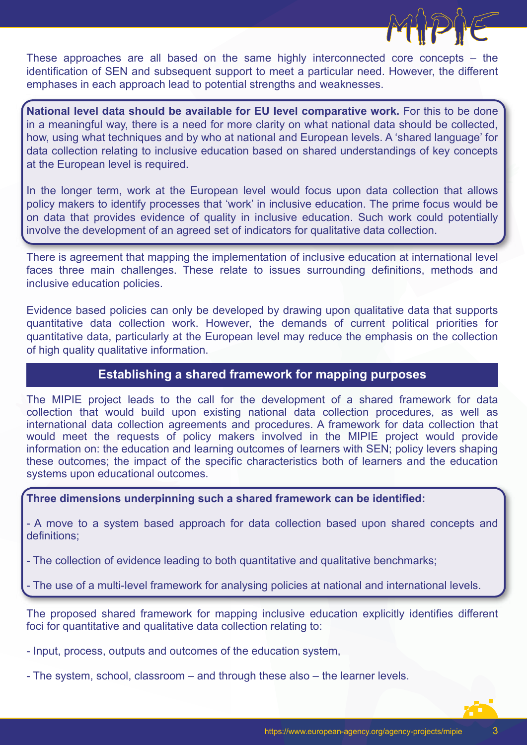These approaches are all based on the same highly interconnected core concepts – the identification of SEN and subsequent support to meet a particular need. However, the different emphases in each approach lead to potential strengths and weaknesses.

**National level data should be available for EU level comparative work.** For this to be done in a meaningful way, there is a need for more clarity on what national data should be collected, how, using what techniques and by who at national and European levels. A 'shared language' for data collection relating to inclusive education based on shared understandings of key concepts at the European level is required.

In the longer term, work at the European level would focus upon data collection that allows policy makers to identify processes that 'work' in inclusive education. The prime focus would be on data that provides evidence of quality in inclusive education. Such work could potentially involve the development of an agreed set of indicators for qualitative data collection.

There is agreement that mapping the implementation of inclusive education at international level faces three main challenges. These relate to issues surrounding definitions, methods and inclusive education policies.

Evidence based policies can only be developed by drawing upon qualitative data that supports quantitative data collection work. However, the demands of current political priorities for quantitative data, particularly at the European level may reduce the emphasis on the collection of high quality qualitative information.

## Establishing a shared framework for mapping purposes

The MIPIE project leads to the call for the development of a shared framework for data collection that would build upon existing national data collection procedures, as well as international data collection agreements and procedures. A framework for data collection that would meet the requests of policy makers involved in the MIPIE project would provide information on: the education and learning outcomes of learners with SEN; policy levers shaping these outcomes; the impact of the specific characteristics both of learners and the education systems upon educational outcomes.

**Three dimensions underpinning such a shared framework can be identified:**

- A move to a system based approach for data collection based upon shared concepts and definitions;
- The collection of evidence leading to both quantitative and qualitative benchmarks;
- The use of a multi-level framework for analysing policies at national and international levels.

The proposed shared framework for mapping inclusive education explicitly identifies different foci for quantitative and qualitative data collection relating to:

- Input, process, outputs and outcomes of the education system,
- The system, school, classroom – and through these also – the learner levels.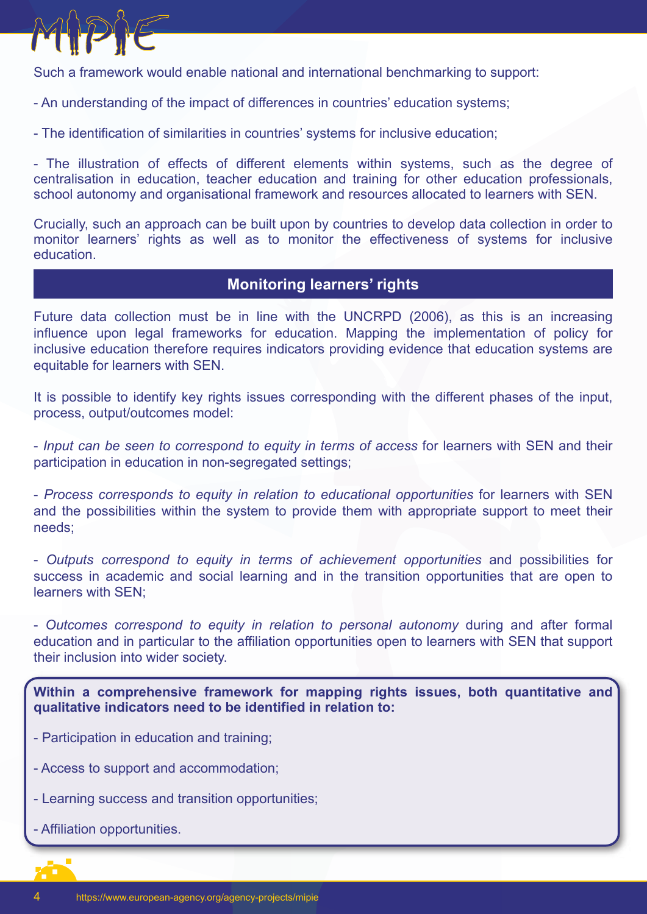Such a framework would enable national and international benchmarking to support:

- An understanding of the impact of differences in countries' education systems;

- The identification of similarities in countries' systems for inclusive education;

- The illustration of effects of different elements within systems, such as the degree of centralisation in education, teacher education and training for other education professionals, school autonomy and organisational framework and resources allocated to learners with SEN.

Crucially, such an approach can be built upon by countries to develop data collection in order to monitor learners' rights as well as to monitor the effectiveness of systems for inclusive education.

## Monitoring learners' rights

Future data collection must be in line with the UNCRPD (2006), as this is an increasing influence upon legal frameworks for education. Mapping the implementation of policy for inclusive education therefore requires indicators providing evidence that education systems are equitable for learners with SEN.

It is possible to identify key rights issues corresponding with the different phases of the input, process, output/outcomes model:

- *Input can be seen to correspond to equity in terms of access* for learners with SEN and their participation in education in non-segregated settings;

- *Process corresponds to equity in relation to educational opportunities* for learners with SEN and the possibilities within the system to provide them with appropriate support to meet their needs;

- *Outputs correspond to equity in terms of achievement opportunities* and possibilities for success in academic and social learning and in the transition opportunities that are open to learners with SEN;

- *Outcomes correspond to equity in relation to personal autonomy* during and after formal education and in particular to the affiliation opportunities open to learners with SEN that support their inclusion into wider society.

**Within a comprehensive framework for mapping rights issues, both quantitative and qualitative indicators need to be identified in relation to:**

- Participation in education and training;

- Access to support and accommodation;

- Learning success and transition opportunities;

- Affiliation opportunities.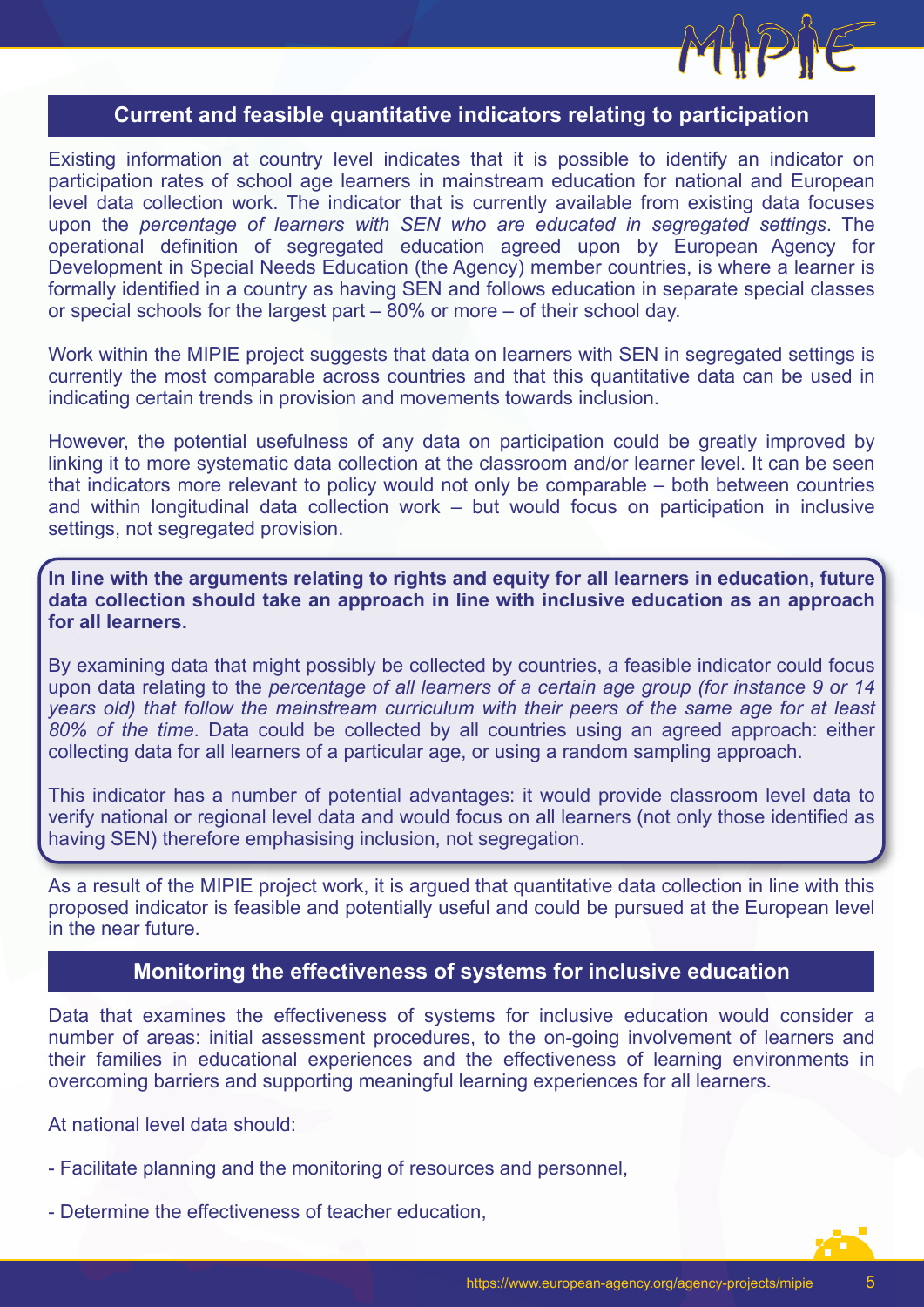## Current and feasible quantitative indicators relating to participation

Existing information at country level indicates that it is possible to identify an indicator on participation rates of school age learners in mainstream education for national and European level data collection work. The indicator that is currently available from existing data focuses upon the *percentage of learners with SEN who are educated in segregated settings*. The operational definition of segregated education agreed upon by European Agency for Development in Special Needs Education (the Agency) member countries, is where a learner is formally identified in a country as having SEN and follows education in separate special classes or special schools for the largest part – 80% or more – of their school day.

Work within the MIPIE project suggests that data on learners with SEN in segregated settings is currently the most comparable across countries and that this quantitative data can be used in indicating certain trends in provision and movements towards inclusion.

However, the potential usefulness of any data on participation could be greatly improved by linking it to more systematic data collection at the classroom and/or learner level. It can be seen that indicators more relevant to policy would not only be comparable – both between countries and within longitudinal data collection work – but would focus on participation in inclusive settings, not segregated provision.

**In line with the arguments relating to rights and equity for all learners in education, future data collection should take an approach in line with inclusive education as an approach for all learners.**

By examining data that might possibly be collected by countries, a feasible indicator could focus upon data relating to the *percentage of all learners of a certain age group (for instance 9 or 14 years old) that follow the mainstream curriculum with their peers of the same age for at least 80% of the time*. Data could be collected by all countries using an agreed approach: either collecting data for all learners of a particular age, or using a random sampling approach.

This indicator has a number of potential advantages: it would provide classroom level data to verify national or regional level data and would focus on all learners (not only those identified as having SEN) therefore emphasising inclusion, not segregation.

As a result of the MIPIE project work, it is argued that quantitative data collection in line with this proposed indicator is feasible and potentially useful and could be pursued at the European level in the near future.

## Monitoring the effectiveness of systems for inclusive education

Data that examines the effectiveness of systems for inclusive education would consider a number of areas: initial assessment procedures, to the on-going involvement of learners and their families in educational experiences and the effectiveness of learning environments in overcoming barriers and supporting meaningful learning experiences for all learners.

At national level data should:

- Facilitate planning and the monitoring of resources and personnel,
- Determine the effectiveness of teacher education,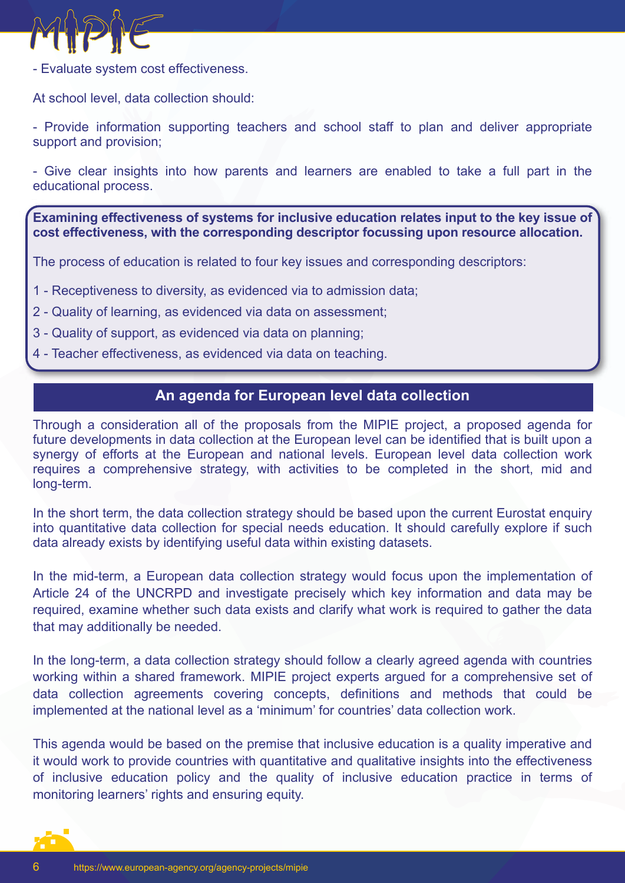- Evaluate system cost effectiveness.

At school level, data collection should:

- Provide information supporting teachers and school staff to plan and deliver appropriate support and provision;

- Give clear insights into how parents and learners are enabled to take a full part in the educational process.

**Examining effectiveness of systems for inclusive education relates input to the key issue of cost effectiveness, with the corresponding descriptor focussing upon resource allocation.**

The process of education is related to four key issues and corresponding descriptors:

1 - Receptiveness to diversity, as evidenced via to admission data;

2 - Quality of learning, as evidenced via data on assessment;

3 - Quality of support, as evidenced via data on planning;

4 - Teacher effectiveness, as evidenced via data on teaching.

## An agenda for European level data collection

Through a consideration all of the proposals from the MIPIE project, a proposed agenda for future developments in data collection at the European level can be identified that is built upon a synergy of efforts at the European and national levels. European level data collection work requires a comprehensive strategy, with activities to be completed in the short, mid and long-term.

In the short term, the data collection strategy should be based upon the current Eurostat enquiry into quantitative data collection for special needs education. It should carefully explore if such data already exists by identifying useful data within existing datasets.

In the mid-term, a European data collection strategy would focus upon the implementation of Article 24 of the UNCRPD and investigate precisely which key information and data may be required, examine whether such data exists and clarify what work is required to gather the data that may additionally be needed.

In the long-term, a data collection strategy should follow a clearly agreed agenda with countries working within a shared framework. MIPIE project experts argued for a comprehensive set of data collection agreements covering concepts, definitions and methods that could be implemented at the national level as a 'minimum' for countries' data collection work.

This agenda would be based on the premise that inclusive education is a quality imperative and it would work to provide countries with quantitative and qualitative insights into the effectiveness of inclusive education policy and the quality of inclusive education practice in terms of monitoring learners' rights and ensuring equity.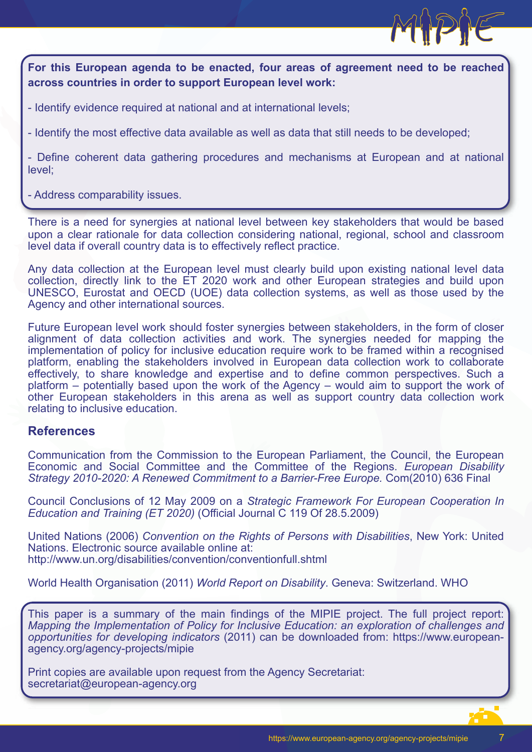**For this European agenda to be enacted, four areas of agreement need to be reached across countries in order to support European level work:**

- Identify evidence required at national and at international levels;

- Identify the most effective data available as well as data that still needs to be developed;

- Define coherent data gathering procedures and mechanisms at European and at national level;

- Address comparability issues.

There is a need for synergies at national level between key stakeholders that would be based upon a clear rationale for data collection considering national, regional, school and classroom level data if overall country data is to effectively reflect practice.

Any data collection at the European level must clearly build upon existing national level data collection, directly link to the ET 2020 work and other European strategies and build upon UNESCO, Eurostat and OECD (UOE) data collection systems, as well as those used by the Agency and other international sources.

Future European level work should foster synergies between stakeholders, in the form of closer alignment of data collection activities and work. The synergies needed for mapping the implementation of policy for inclusive education require work to be framed within a recognised platform, enabling the stakeholders involved in European data collection work to collaborate effectively, to share knowledge and expertise and to define common perspectives. Such a platform – potentially based upon the work of the Agency – would aim to support the work of other European stakeholders in this arena as well as support country data collection work relating to inclusive education.

## References

Communication from the Commission to the European Parliament, the Council, the European Economic and Social Committee and the Committee of the Regions. *European Disability Strategy 2010-2020: A Renewed Commitment to a Barrier-Free Europe.* Com(2010) 636 Final

Council Conclusions of 12 May 2009 on a *Strategic Framework For European Cooperation In Education and Training (ET 2020)* (Official Journal C 119 Of 28.5.2009)

United Nations (2006) *Convention on the Rights of Persons with Disabilities*, New York: United Nations. Electronic source available online at: http://www.un.org/disabilities/convention/conventionfull.shtml

World Health Organisation (2011) *World Report on Disability*. Geneva: Switzerland. WHO

This paper is a summary of the main findings of the MIPIE project. The full project report: *Mapping the Implementation of Policy for Inclusive Education: an exploration of challenges and opportunities for developing indicators* (2011) can be downloaded from: https://www.european-agency.org/agency-projects/mipie

Print copies are available upon request from the Agency Secretariat: secretariat@european-agency.org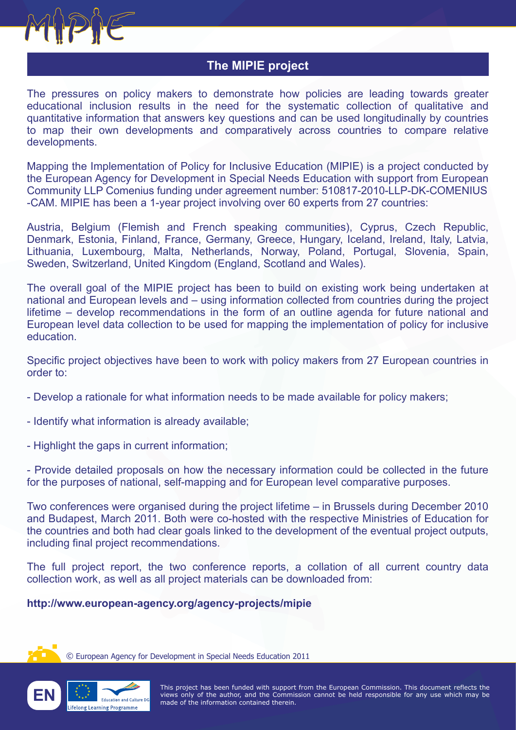## The MIPIE project

The pressures on policy makers to demonstrate how policies are leading towards greater educational inclusion results in the need for the systematic collection of qualitative and quantitative information that answers key questions and can be used longitudinally by countries to map their own developments and comparatively across countries to compare relative developments.

Mapping the Implementation of Policy for Inclusive Education (MIPIE) is a project conducted by the European Agency for Development in Special Needs Education with support from European Community LLP Comenius funding under agreement number: 510817-2010-LLP-DK-COMENIUS -CAM. MIPIE has been a 1-year project involving over 60 experts from 27 countries:

Austria, Belgium (Flemish and French speaking communities), Cyprus, Czech Republic, Denmark, Estonia, Finland, France, Germany, Greece, Hungary, Iceland, Ireland, Italy, Latvia, Lithuania, Luxembourg, Malta, Netherlands, Norway, Poland, Portugal, Slovenia, Spain, Sweden, Switzerland, United Kingdom (England, Scotland and Wales).

The overall goal of the MIPIE project has been to build on existing work being undertaken at national and European levels and – using information collected from countries during the project lifetime – develop recommendations in the form of an outline agenda for future national and European level data collection to be used for mapping the implementation of policy for inclusive education.

Specific project objectives have been to work with policy makers from 27 European countries in order to:

- Develop a rationale for what information needs to be made available for policy makers;

- Identify what information is already available;

- Highlight the gaps in current information;

- Provide detailed proposals on how the necessary information could be collected in the future for the purposes of national, self-mapping and for European level comparative purposes.

Two conferences were organised during the project lifetime – in Brussels during December 2010 and Budapest, March 2011. Both were co-hosted with the respective Ministries of Education for the countries and both had clear goals linked to the development of the eventual project outputs, including final project recommendations.

The full project report, the two conference reports, a collation of all current country data collection work, as well as all project materials can be downloaded from:

**http://www.european-agency.org/agency-projects/mipie**

© European Agency for Development in Special Needs Education 2011

This project has been funded with support from the European Commission. This document reflects the views only of the author, and the Commission cannot be held responsible for any use which may be made of the information contained therein.